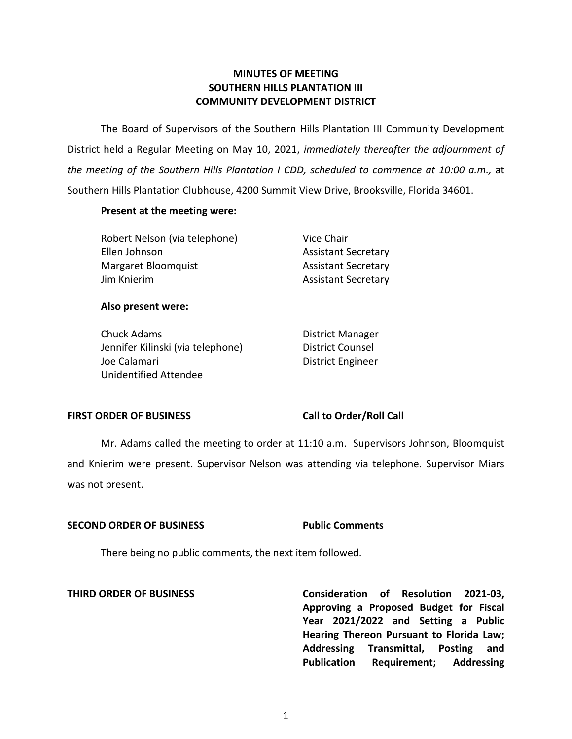# MINUTES OF MEETING
# SOUTHERN HILLS PLANTATION III
# COMMUNITY DEVELOPMENT DISTRICT

The Board of Supervisors of the Southern Hills Plantation III Community Development District held a Regular Meeting on May 10, 2021, *immediately thereafter the adjournment of the meeting of the Southern Hills Plantation I CDD, scheduled to commence at 10:00 a.m.,* at Southern Hills Plantation Clubhouse, 4200 Summit View Drive, Brooksville, Florida 34601.

**Present at the meeting were:**

| | |
|---|---|
| Robert Nelson (via telephone) | Vice Chair |
| Ellen Johnson | Assistant Secretary |
| Margaret Bloomquist | Assistant Secretary |
| Jim Knierim | Assistant Secretary |

**Also present were:**

| | |
|---|---|
| Chuck Adams | District Manager |
| Jennifer Kilinski (via telephone) | District Counsel |
| Joe Calamari | District Engineer |
| Unidentified Attendee | |

**FIRST ORDER OF BUSINESS** **Call to Order/Roll Call**

Mr. Adams called the meeting to order at 11:10 a.m. Supervisors Johnson, Bloomquist and Knierim were present. Supervisor Nelson was attending via telephone. Supervisor Miars was not present.

**SECOND ORDER OF BUSINESS** **Public Comments**

There being no public comments, the next item followed.

**THIRD ORDER OF BUSINESS** **Consideration of Resolution 2021-03, Approving a Proposed Budget for Fiscal Year 2021/2022 and Setting a Public Hearing Thereon Pursuant to Florida Law; Addressing Transmittal, Posting and Publication Requirement; Addressing**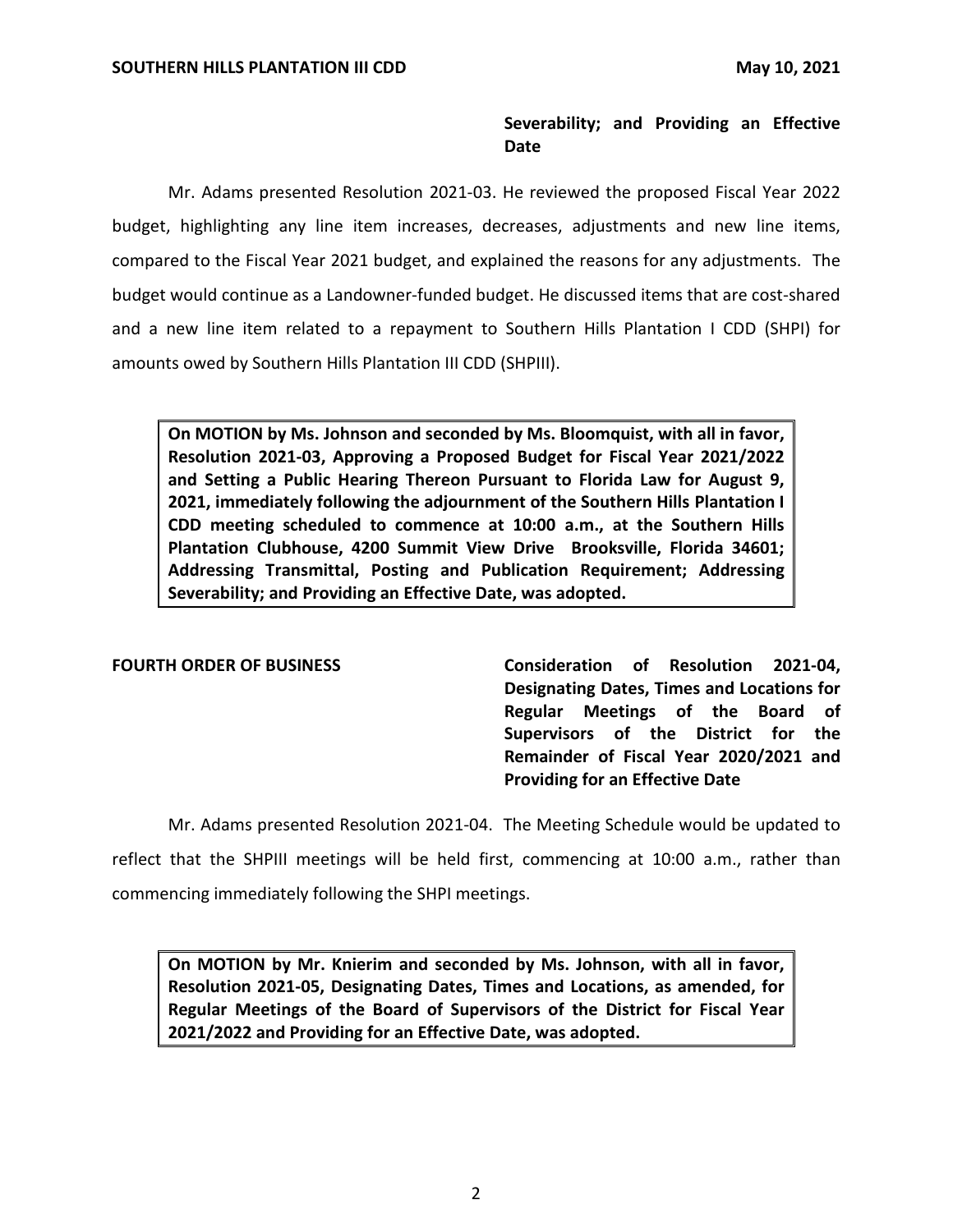**Severability; and Providing an Effective Date**

Mr. Adams presented Resolution 2021-03. He reviewed the proposed Fiscal Year 2022 budget, highlighting any line item increases, decreases, adjustments and new line items, compared to the Fiscal Year 2021 budget, and explained the reasons for any adjustments. The budget would continue as a Landowner-funded budget. He discussed items that are cost-shared and a new line item related to a repayment to Southern Hills Plantation I CDD (SHPI) for amounts owed by Southern Hills Plantation III CDD (SHPIII).

> **On MOTION by Ms. Johnson and seconded by Ms. Bloomquist, with all in favor, Resolution 2021-03, Approving a Proposed Budget for Fiscal Year 2021/2022 and Setting a Public Hearing Thereon Pursuant to Florida Law for August 9, 2021, immediately following the adjournment of the Southern Hills Plantation I CDD meeting scheduled to commence at 10:00 a.m., at the Southern Hills Plantation Clubhouse, 4200 Summit View Drive Brooksville, Florida 34601; Addressing Transmittal, Posting and Publication Requirement; Addressing Severability; and Providing an Effective Date, was adopted.**

**FOURTH ORDER OF BUSINESS** — **Consideration of Resolution 2021-04, Designating Dates, Times and Locations for Regular Meetings of the Board of Supervisors of the District for the Remainder of Fiscal Year 2020/2021 and Providing for an Effective Date**

Mr. Adams presented Resolution 2021-04. The Meeting Schedule would be updated to reflect that the SHPIII meetings will be held first, commencing at 10:00 a.m., rather than commencing immediately following the SHPI meetings.

> **On MOTION by Mr. Knierim and seconded by Ms. Johnson, with all in favor, Resolution 2021-05, Designating Dates, Times and Locations, as amended, for Regular Meetings of the Board of Supervisors of the District for Fiscal Year 2021/2022 and Providing for an Effective Date, was adopted.**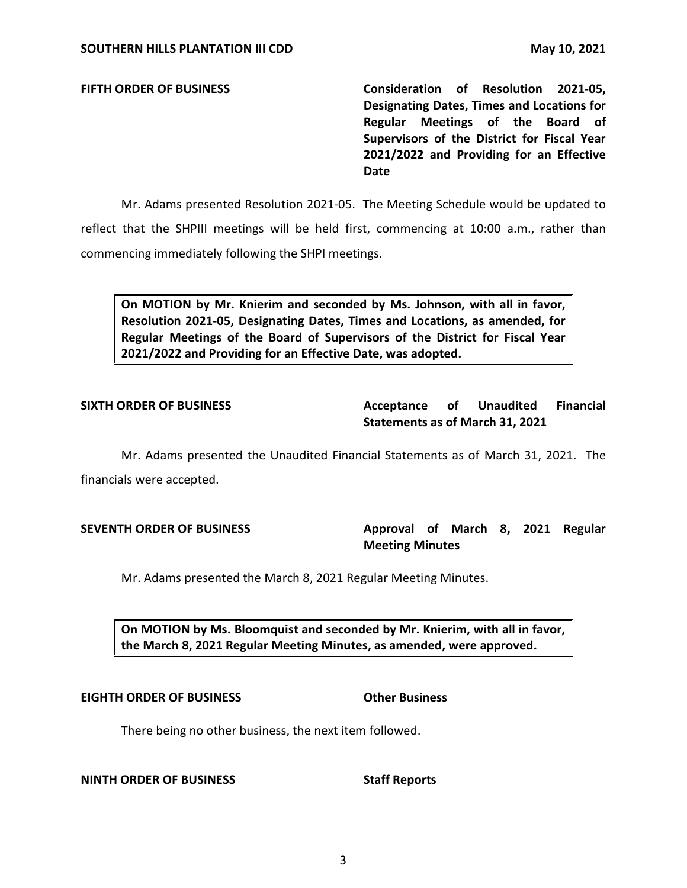**FIFTH ORDER OF BUSINESS** **Consideration of Resolution 2021-05, Designating Dates, Times and Locations for Regular Meetings of the Board of Supervisors of the District for Fiscal Year 2021/2022 and Providing for an Effective Date**

Mr. Adams presented Resolution 2021-05. The Meeting Schedule would be updated to reflect that the SHPIII meetings will be held first, commencing at 10:00 a.m., rather than commencing immediately following the SHPI meetings.

**On MOTION by Mr. Knierim and seconded by Ms. Johnson, with all in favor, Resolution 2021-05, Designating Dates, Times and Locations, as amended, for Regular Meetings of the Board of Supervisors of the District for Fiscal Year 2021/2022 and Providing for an Effective Date, was adopted.**

**SIXTH ORDER OF BUSINESS** **Acceptance of Unaudited Financial Statements as of March 31, 2021**

Mr. Adams presented the Unaudited Financial Statements as of March 31, 2021. The financials were accepted.

**SEVENTH ORDER OF BUSINESS** **Approval of March 8, 2021 Regular Meeting Minutes**

Mr. Adams presented the March 8, 2021 Regular Meeting Minutes.

**On MOTION by Ms. Bloomquist and seconded by Mr. Knierim, with all in favor, the March 8, 2021 Regular Meeting Minutes, as amended, were approved.**

**EIGHTH ORDER OF BUSINESS** **Other Business**

There being no other business, the next item followed.

**NINTH ORDER OF BUSINESS** **Staff Reports**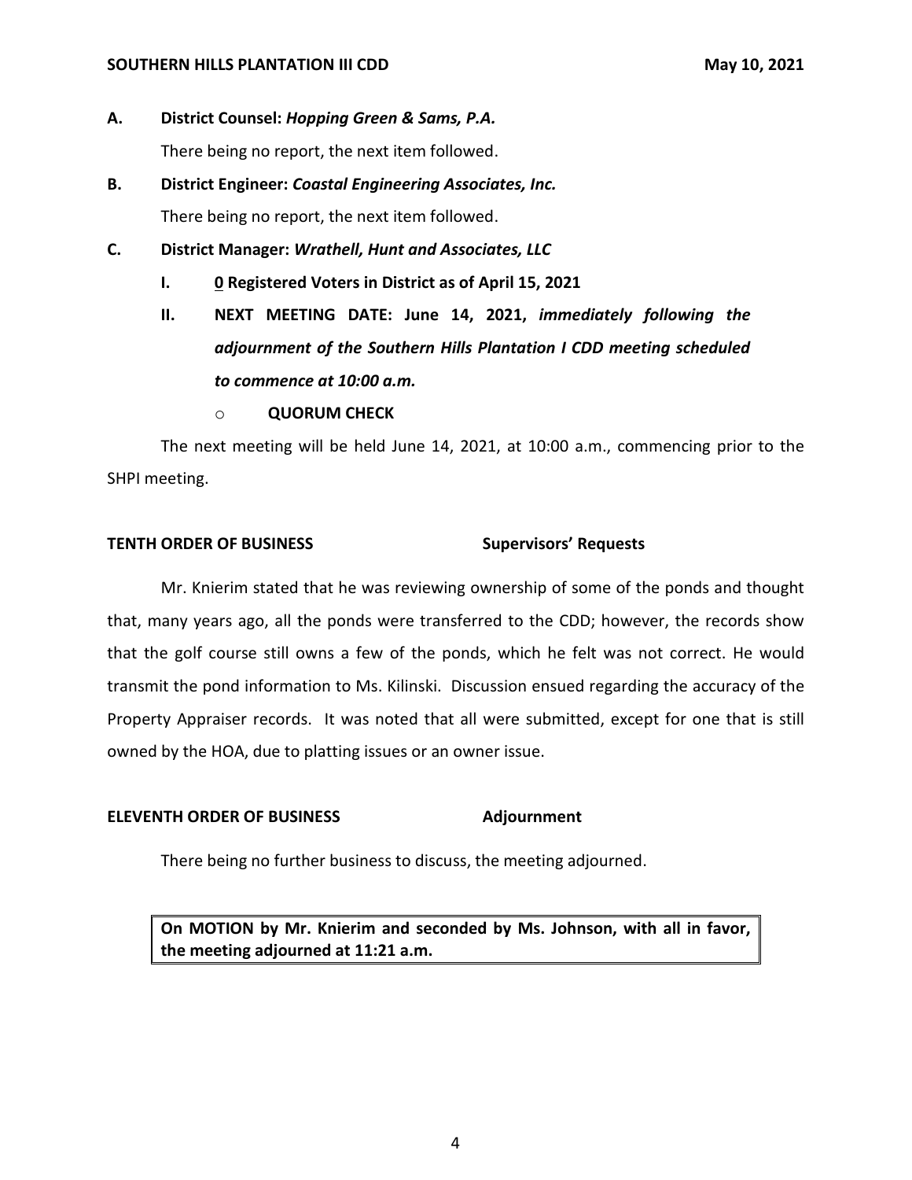**A. District Counsel: *Hopping Green & Sams, P.A.***

There being no report, the next item followed.

**B. District Engineer: *Coastal Engineering Associates, Inc.***

There being no report, the next item followed.

**C. District Manager: *Wrathell, Hunt and Associates, LLC***

**I. 0 Registered Voters in District as of April 15, 2021**

**II. NEXT MEETING DATE: June 14, 2021, *immediately following the adjournment of the Southern Hills Plantation I CDD meeting scheduled to commence at 10:00 a.m.***

- **QUORUM CHECK**

The next meeting will be held June 14, 2021, at 10:00 a.m., commencing prior to the SHPI meeting.

**TENTH ORDER OF BUSINESS Supervisors' Requests**

Mr. Knierim stated that he was reviewing ownership of some of the ponds and thought that, many years ago, all the ponds were transferred to the CDD; however, the records show that the golf course still owns a few of the ponds, which he felt was not correct. He would transmit the pond information to Ms. Kilinski. Discussion ensued regarding the accuracy of the Property Appraiser records. It was noted that all were submitted, except for one that is still owned by the HOA, due to platting issues or an owner issue.

**ELEVENTH ORDER OF BUSINESS Adjournment**

There being no further business to discuss, the meeting adjourned.

**On MOTION by Mr. Knierim and seconded by Ms. Johnson, with all in favor, the meeting adjourned at 11:21 a.m.**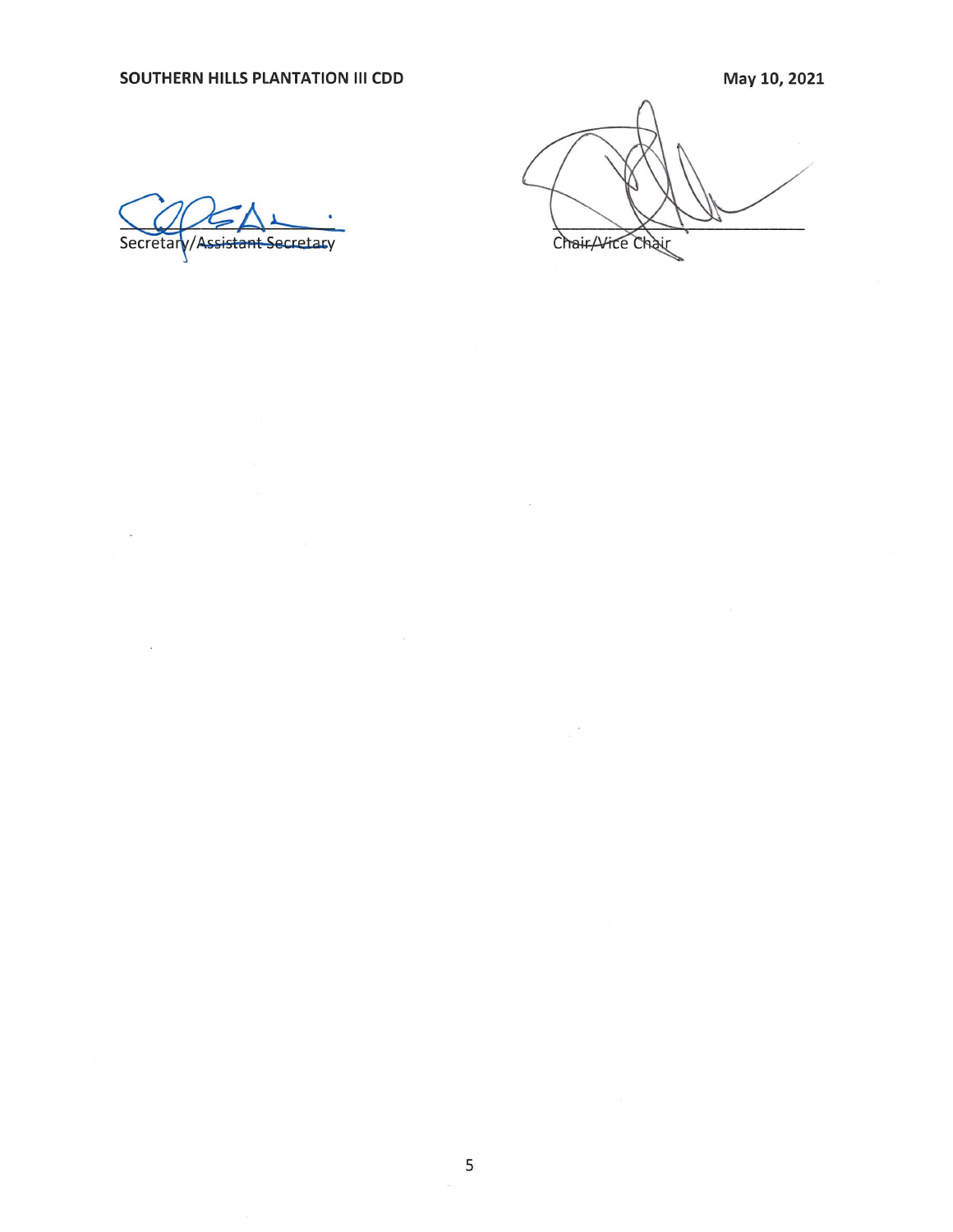Secretary/~~Assistant Secretary~~

Chair/~~Vice~~ Chair